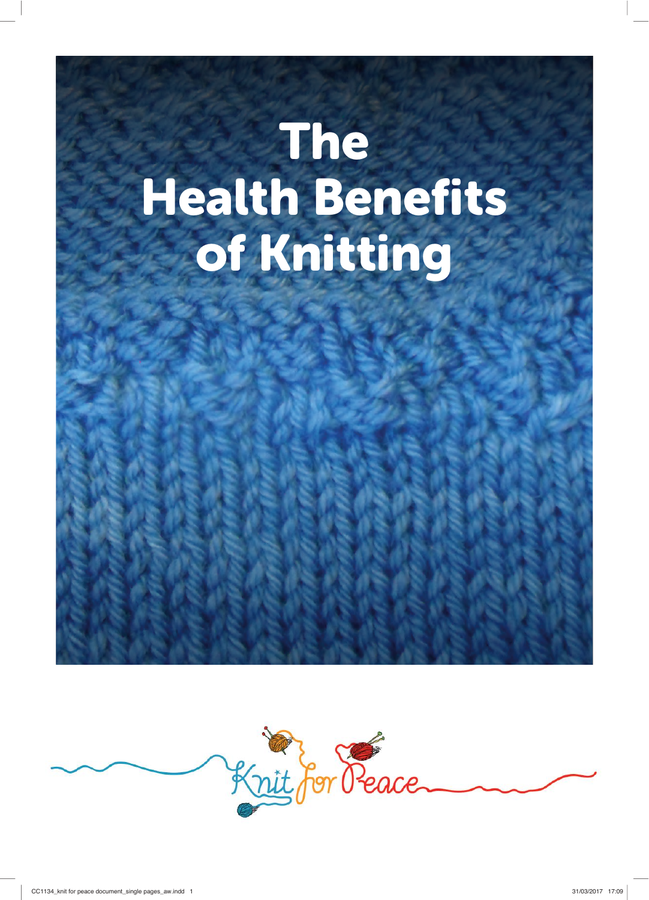# The Health Benefits of Knitting

Knit for Peace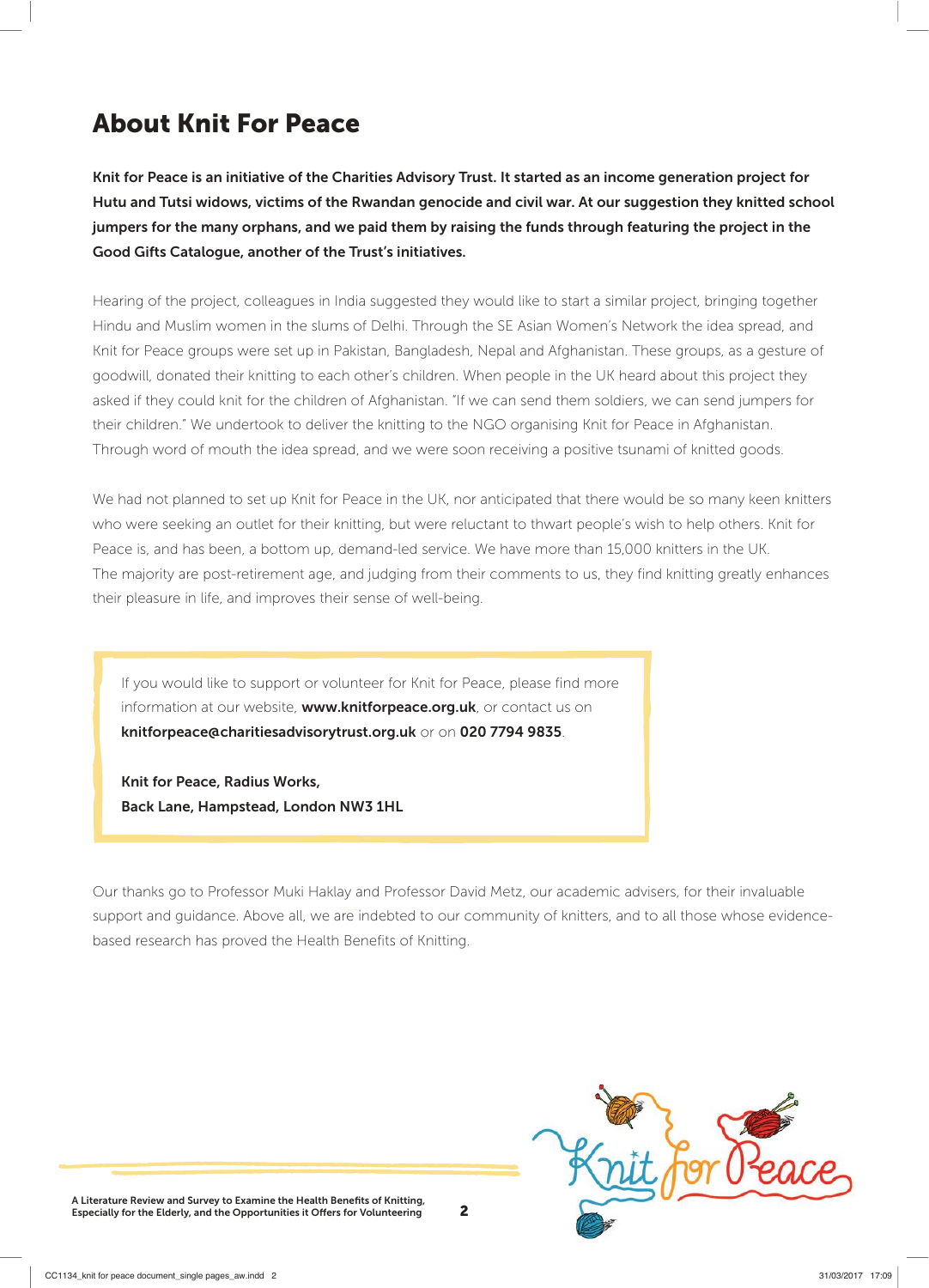# About Knit For Peace

**Knit for Peace is an initiative of the Charities Advisory Trust. It started as an income generation project for Hutu and Tutsi widows, victims of the Rwandan genocide and civil war. At our suggestion they knitted school jumpers for the many orphans, and we paid them by raising the funds through featuring the project in the Good Gifts Catalogue, another of the Trust's initiatives.**

Hearing of the project, colleagues in India suggested they would like to start a similar project, bringing together Hindu and Muslim women in the slums of Delhi. Through the SE Asian Women's Network the idea spread, and Knit for Peace groups were set up in Pakistan, Bangladesh, Nepal and Afghanistan. These groups, as a gesture of goodwill, donated their knitting to each other's children. When people in the UK heard about this project they asked if they could knit for the children of Afghanistan. "If we can send them soldiers, we can send jumpers for their children." We undertook to deliver the knitting to the NGO organising Knit for Peace in Afghanistan. Through word of mouth the idea spread, and we were soon receiving a positive tsunami of knitted goods.

We had not planned to set up Knit for Peace in the UK, nor anticipated that there would be so many keen knitters who were seeking an outlet for their knitting, but were reluctant to thwart people's wish to help others. Knit for Peace is, and has been, a bottom up, demand-led service. We have more than 15,000 knitters in the UK. The majority are post-retirement age, and judging from their comments to us, they find knitting greatly enhances their pleasure in life, and improves their sense of well-being.

> If you would like to support or volunteer for Knit for Peace, please find more information at our website, **www.knitforpeace.org.uk**, or contact us on **knitforpeace@charitiesadvisorytrust.org.uk** or on **020 7794 9835**.
>
> **Knit for Peace, Radius Works,**
> **Back Lane, Hampstead, London NW3 1HL**

Our thanks go to Professor Muki Haklay and Professor David Metz, our academic advisers, for their invaluable support and guidance. Above all, we are indebted to our community of knitters, and to all those whose evidence-based research has proved the Health Benefits of Knitting.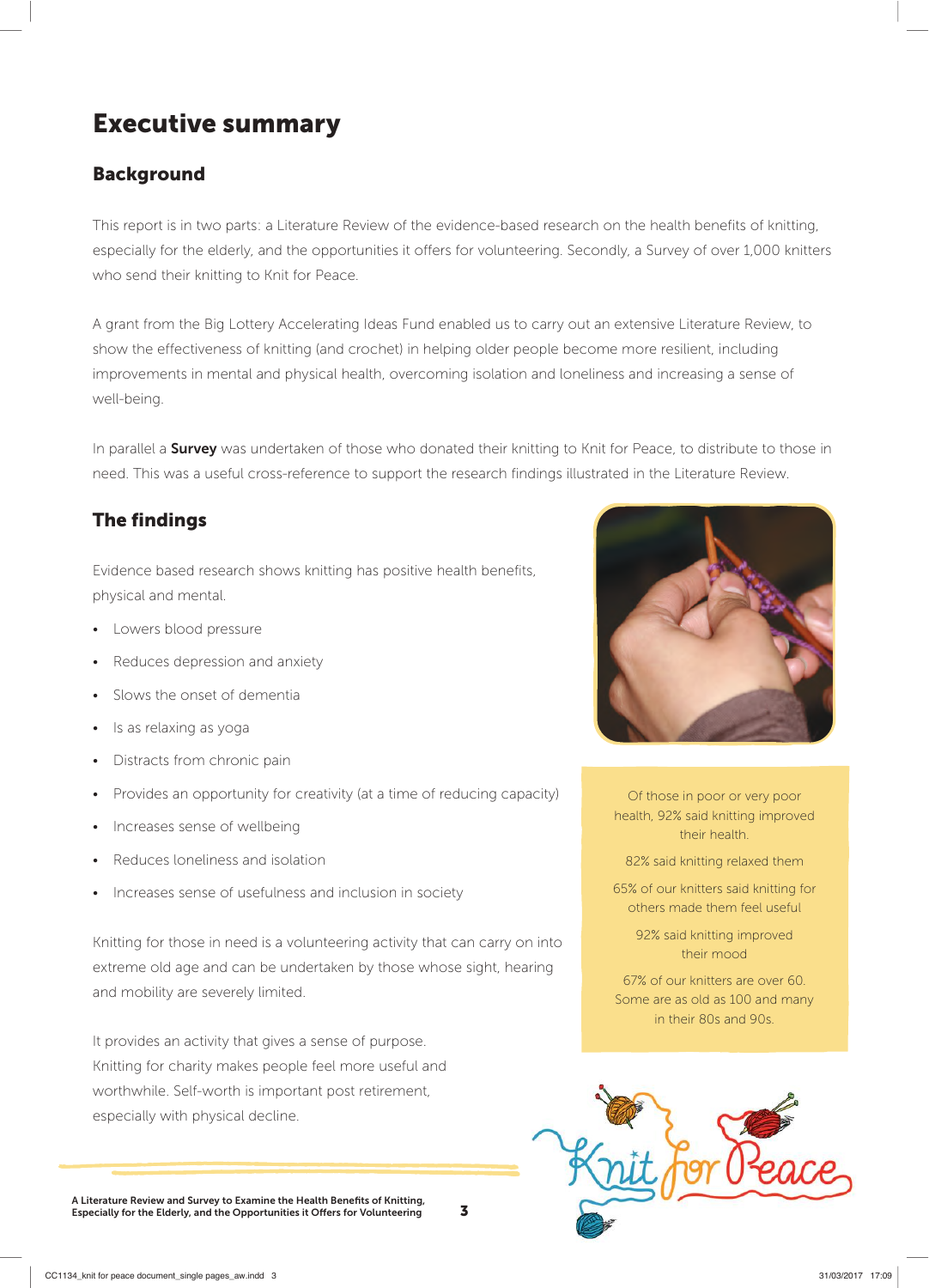# Executive summary

## Background

This report is in two parts: a Literature Review of the evidence-based research on the health benefits of knitting, especially for the elderly, and the opportunities it offers for volunteering. Secondly, a Survey of over 1,000 knitters who send their knitting to Knit for Peace.

A grant from the Big Lottery Accelerating Ideas Fund enabled us to carry out an extensive Literature Review, to show the effectiveness of knitting (and crochet) in helping older people become more resilient, including improvements in mental and physical health, overcoming isolation and loneliness and increasing a sense of well-being.

In parallel a **Survey** was undertaken of those who donated their knitting to Knit for Peace, to distribute to those in need. This was a useful cross-reference to support the research findings illustrated in the Literature Review.

## The findings

Evidence based research shows knitting has positive health benefits, physical and mental.

- Lowers blood pressure
- Reduces depression and anxiety
- Slows the onset of dementia
- Is as relaxing as yoga
- Distracts from chronic pain
- Provides an opportunity for creativity (at a time of reducing capacity)
- Increases sense of wellbeing
- Reduces loneliness and isolation
- Increases sense of usefulness and inclusion in society

Knitting for those in need is a volunteering activity that can carry on into extreme old age and can be undertaken by those whose sight, hearing and mobility are severely limited.

It provides an activity that gives a sense of purpose. Knitting for charity makes people feel more useful and worthwhile. Self-worth is important post retirement, especially with physical decline.

Of those in poor or very poor health, 92% said knitting improved their health.

82% said knitting relaxed them

65% of our knitters said knitting for others made them feel useful

92% said knitting improved their mood

67% of our knitters are over 60. Some are as old as 100 and many in their 80s and 90s.

Knit for Peace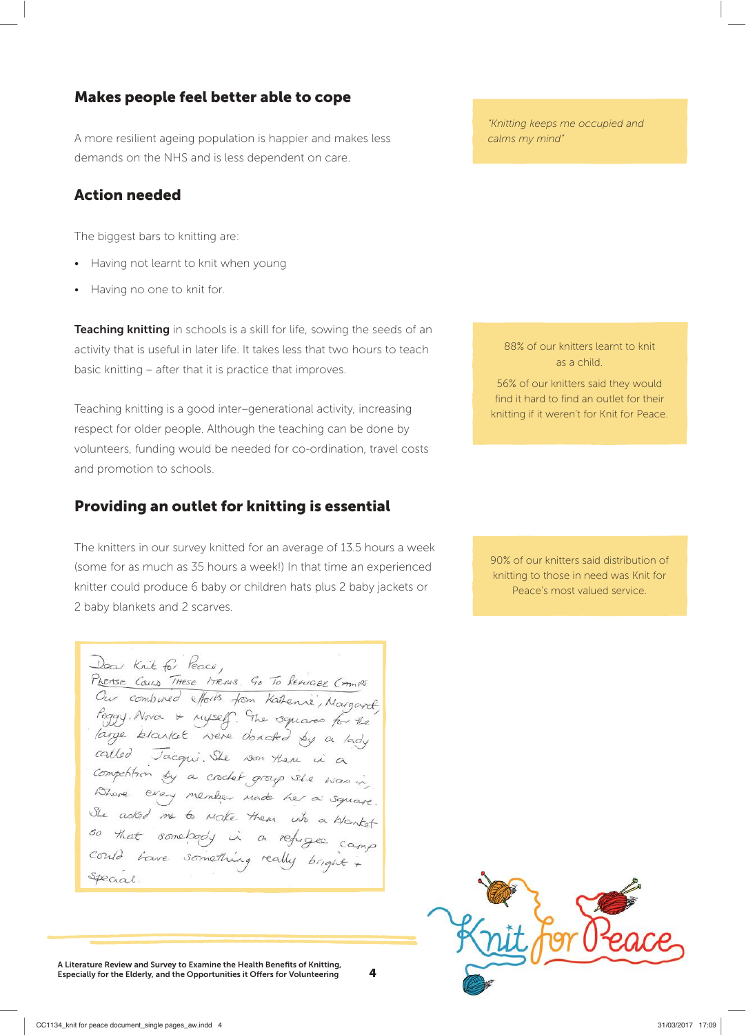## Makes people feel better able to cope

A more resilient ageing population is happier and makes less demands on the NHS and is less dependent on care.

*"Knitting keeps me occupied and calms my mind"*

## Action needed

The biggest bars to knitting are:

- Having not learnt to knit when young
- Having no one to knit for.

**Teaching knitting** in schools is a skill for life, sowing the seeds of an activity that is useful in later life. It takes less that two hours to teach basic knitting – after that it is practice that improves.

Teaching knitting is a good inter–generational activity, increasing respect for older people. Although the teaching can be done by volunteers, funding would be needed for co-ordination, travel costs and promotion to schools.

88% of our knitters learnt to knit as a child.

56% of our knitters said they would find it hard to find an outlet for their knitting if it weren't for Knit for Peace.

## Providing an outlet for knitting is essential

The knitters in our survey knitted for an average of 13.5 hours a week (some for as much as 35 hours a week!) In that time an experienced knitter could produce 6 baby or children hats plus 2 baby jackets or 2 baby blankets and 2 scarves.

90% of our knitters said distribution of knitting to those in need was Knit for Peace's most valued service.

Dear Knit for Peace,
PLEASE COULD THESE ITEMS GO TO REFUGEE CAMPS
Our combined efforts from Katherine, Margaret, Peggy, Nora & myself. The squares for the large blanket were donated by a lady called Jacqui. She won them in a competition by a crochet group she was in, where every member made her a square. She asked me to make them into a blanket so that somebody in a refugee camp could have something really bright + special.

Knit for Peace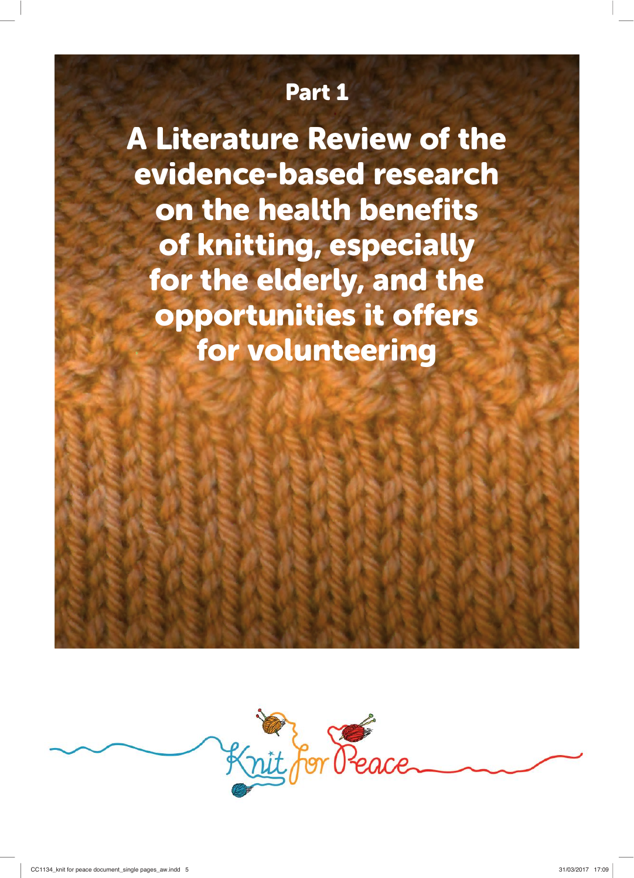## Part 1

# A Literature Review of the evidence-based research on the health benefits of knitting, especially for the elderly, and the opportunities it offers for volunteering

Knit for Peace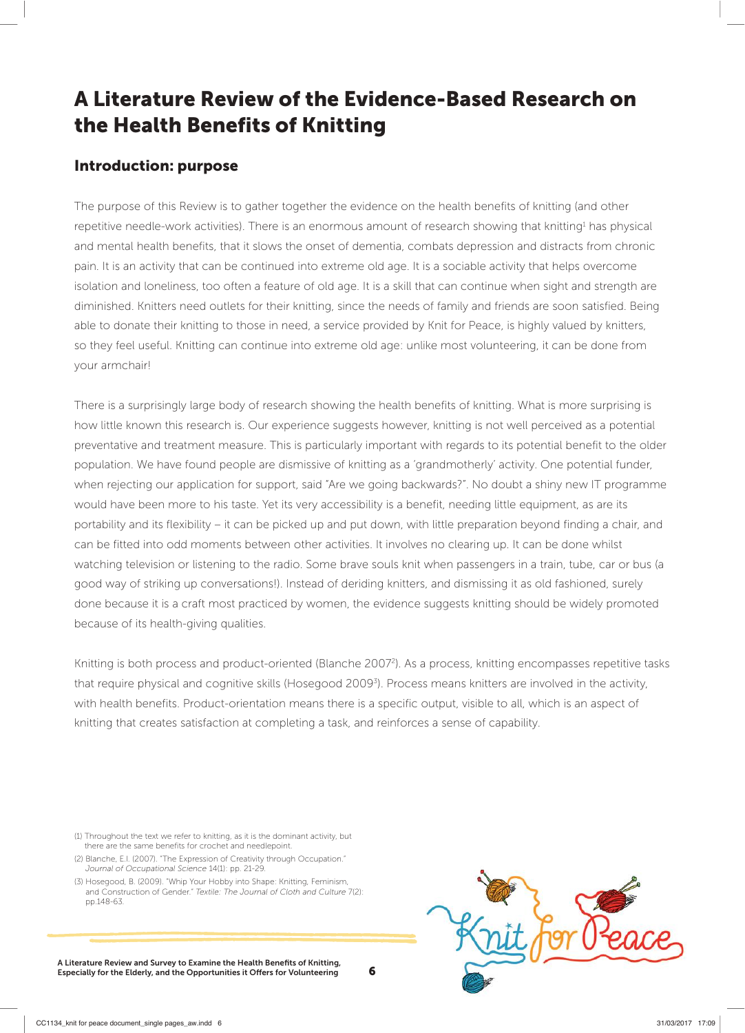# A Literature Review of the Evidence-Based Research on the Health Benefits of Knitting

## Introduction: purpose

The purpose of this Review is to gather together the evidence on the health benefits of knitting (and other repetitive needle-work activities). There is an enormous amount of research showing that knitting[1] has physical and mental health benefits, that it slows the onset of dementia, combats depression and distracts from chronic pain. It is an activity that can be continued into extreme old age. It is a sociable activity that helps overcome isolation and loneliness, too often a feature of old age. It is a skill that can continue when sight and strength are diminished. Knitters need outlets for their knitting, since the needs of family and friends are soon satisfied. Being able to donate their knitting to those in need, a service provided by Knit for Peace, is highly valued by knitters, so they feel useful. Knitting can continue into extreme old age: unlike most volunteering, it can be done from your armchair!

There is a surprisingly large body of research showing the health benefits of knitting. What is more surprising is how little known this research is. Our experience suggests however, knitting is not well perceived as a potential preventative and treatment measure. This is particularly important with regards to its potential benefit to the older population. We have found people are dismissive of knitting as a 'grandmotherly' activity. One potential funder, when rejecting our application for support, said "Are we going backwards?". No doubt a shiny new IT programme would have been more to his taste. Yet its very accessibility is a benefit, needing little equipment, as are its portability and its flexibility – it can be picked up and put down, with little preparation beyond finding a chair, and can be fitted into odd moments between other activities. It involves no clearing up. It can be done whilst watching television or listening to the radio. Some brave souls knit when passengers in a train, tube, car or bus (a good way of striking up conversations!). Instead of deriding knitters, and dismissing it as old fashioned, surely done because it is a craft most practiced by women, the evidence suggests knitting should be widely promoted because of its health-giving qualities.

Knitting is both process and product-oriented (Blanche 2007[2]). As a process, knitting encompasses repetitive tasks that require physical and cognitive skills (Hosegood 2009[3]). Process means knitters are involved in the activity, with health benefits. Product-orientation means there is a specific output, visible to all, which is an aspect of knitting that creates satisfaction at completing a task, and reinforces a sense of capability.

(1) Throughout the text we refer to knitting, as it is the dominant activity, but there are the same benefits for crochet and needlepoint.

(2) Blanche, E.I. (2007). "The Expression of Creativity through Occupation." *Journal of Occupational Science* 14(1): pp. 21-29.

(3) Hosegood, B. (2009). "Whip Your Hobby into Shape: Knitting, Feminism, and Construction of Gender." *Textile: The Journal of Cloth and Culture* 7(2): pp.148-63.